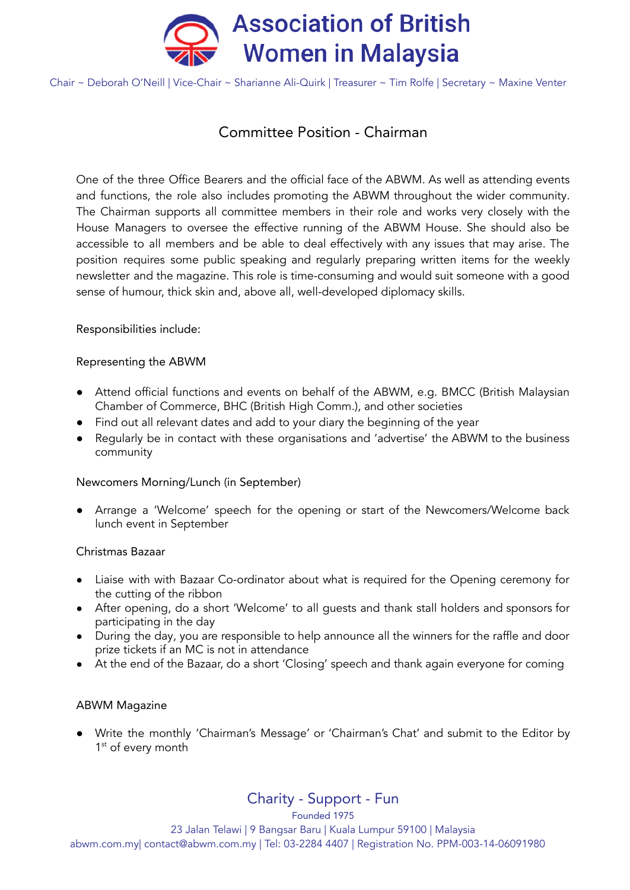# Association of British Women in Malaysia

Chair ~ Deborah O'Neill | Vice-Chair ~ Sharianne Ali-Quirk | Treasurer ~ Tim Rolfe | Secretary ~ Maxine Venter

## Committee Position - Chairman

One of the three Office Bearers and the official face of the ABWM. As well as attending events and functions, the role also includes promoting the ABWM throughout the wider community. The Chairman supports all committee members in their role and works very closely with the House Managers to oversee the effective running of the ABWM House. She should also be accessible to all members and be able to deal effectively with any issues that may arise. The position requires some public speaking and regularly preparing written items for the weekly newsletter and the magazine. This role is time-consuming and would suit someone with a good sense of humour, thick skin and, above all, well-developed diplomacy skills.

Responsibilities include:

### Representing the ABWM

- Attend official functions and events on behalf of the ABWM, e.g. BMCC (British Malaysian Chamber of Commerce, BHC (British High Comm.), and other societies
- Find out all relevant dates and add to your diary the beginning of the year
- Regularly be in contact with these organisations and 'advertise' the ABWM to the business community

### Newcomers Morning/Lunch (in September)

- Arrange a 'Welcome' speech for the opening or start of the Newcomers/Welcome back lunch event in September

### Christmas Bazaar

- Liaise with with Bazaar Co-ordinator about what is required for the Opening ceremony for the cutting of the ribbon
- After opening, do a short 'Welcome' to all guests and thank stall holders and sponsors for participating in the day
- During the day, you are responsible to help announce all the winners for the raffle and door prize tickets if an MC is not in attendance
- At the end of the Bazaar, do a short 'Closing' speech and thank again everyone for coming

### ABWM Magazine

- Write the monthly 'Chairman's Message' or 'Chairman's Chat' and submit to the Editor by 1st of every month

Charity - Support - Fun

Founded 1975

23 Jalan Telawi | 9 Bangsar Baru | Kuala Lumpur 59100 | Malaysia

abwm.com.my| contact@abwm.com.my | Tel: 03-2284 4407 | Registration No. PPM-003-14-06091980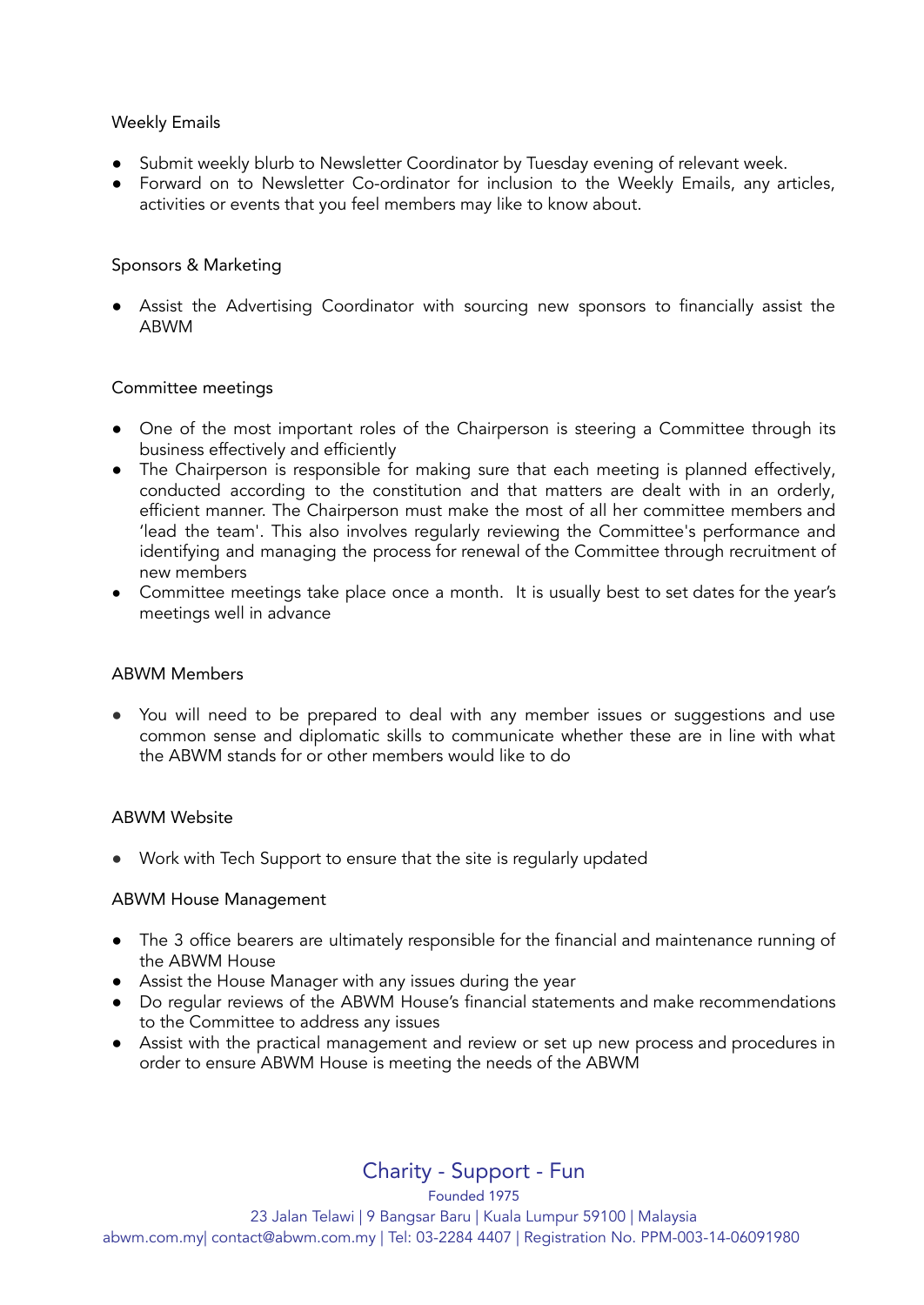### Weekly Emails

- Submit weekly blurb to Newsletter Coordinator by Tuesday evening of relevant week.
- Forward on to Newsletter Co-ordinator for inclusion to the Weekly Emails, any articles, activities or events that you feel members may like to know about.

### Sponsors & Marketing

- Assist the Advertising Coordinator with sourcing new sponsors to financially assist the ABWM

### Committee meetings

- One of the most important roles of the Chairperson is steering a Committee through its business effectively and efficiently
- The Chairperson is responsible for making sure that each meeting is planned effectively, conducted according to the constitution and that matters are dealt with in an orderly, efficient manner. The Chairperson must make the most of all her committee members and 'lead the team'. This also involves regularly reviewing the Committee's performance and identifying and managing the process for renewal of the Committee through recruitment of new members
- Committee meetings take place once a month. It is usually best to set dates for the year's meetings well in advance

### ABWM Members

- You will need to be prepared to deal with any member issues or suggestions and use common sense and diplomatic skills to communicate whether these are in line with what the ABWM stands for or other members would like to do

### ABWM Website

- Work with Tech Support to ensure that the site is regularly updated

### ABWM House Management

- The 3 office bearers are ultimately responsible for the financial and maintenance running of the ABWM House
- Assist the House Manager with any issues during the year
- Do regular reviews of the ABWM House's financial statements and make recommendations to the Committee to address any issues
- Assist with the practical management and review or set up new process and procedures in order to ensure ABWM House is meeting the needs of the ABWM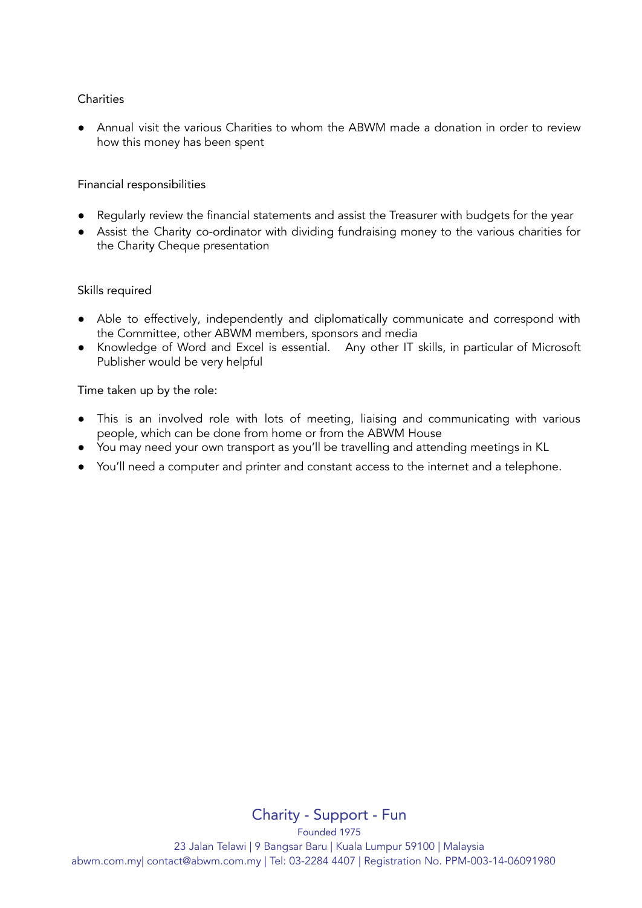Charities

- Annual visit the various Charities to whom the ABWM made a donation in order to review how this money has been spent

Financial responsibilities

- Regularly review the financial statements and assist the Treasurer with budgets for the year
- Assist the Charity co-ordinator with dividing fundraising money to the various charities for the Charity Cheque presentation

Skills required

- Able to effectively, independently and diplomatically communicate and correspond with the Committee, other ABWM members, sponsors and media
- Knowledge of Word and Excel is essential. Any other IT skills, in particular of Microsoft Publisher would be very helpful

Time taken up by the role:

- This is an involved role with lots of meeting, liaising and communicating with various people, which can be done from home or from the ABWM House
- You may need your own transport as you'll be travelling and attending meetings in KL
- You'll need a computer and printer and constant access to the internet and a telephone.